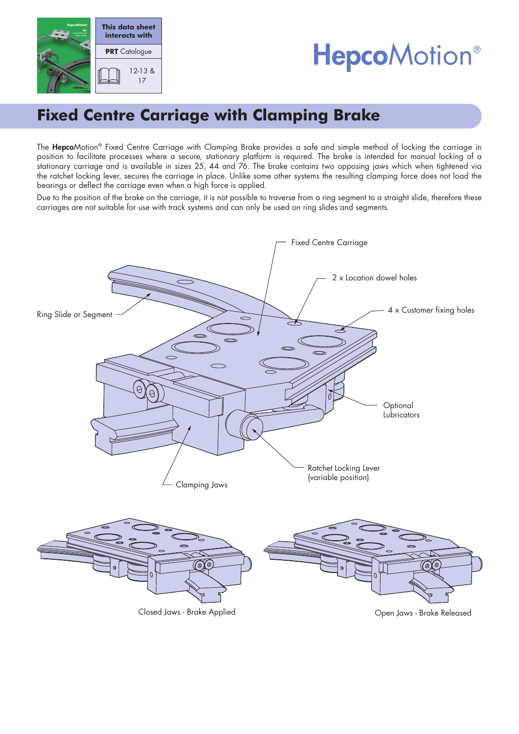| This data sheet interacts with |
| --- |
| **PRT** Catalogue |
| 12-13 & 17 |

# Fixed Centre Carriage with Clamping Brake

The **Hepco**Motion® Fixed Centre Carriage with Clamping Brake provides a safe and simple method of locking the carriage in position to facilitate processes where a secure, stationary platform is required. The brake is intended for manual locking of a stationary carriage and is available in sizes 25, 44 and 76. The brake contains two opposing jaws which when tightened via the ratchet locking lever, secures the carriage in place. Unlike some other systems the resulting clamping force does not load the bearings or deflect the carriage even when a high force is applied.

Due to the position of the brake on the carriage, it is not possible to traverse from a ring segment to a straight slide, therefore these carriages are not suitable for use with track systems and can only be used on ring slides and segments.

Fixed Centre Carriage

2 x Location dowel holes

4 x Customer fixing holes

Ring Slide or Segment

Optional Lubricators

Ratchet Locking Lever (variable position)

Clamping Jaws

Closed Jaws - Brake Applied

Open Jaws - Brake Released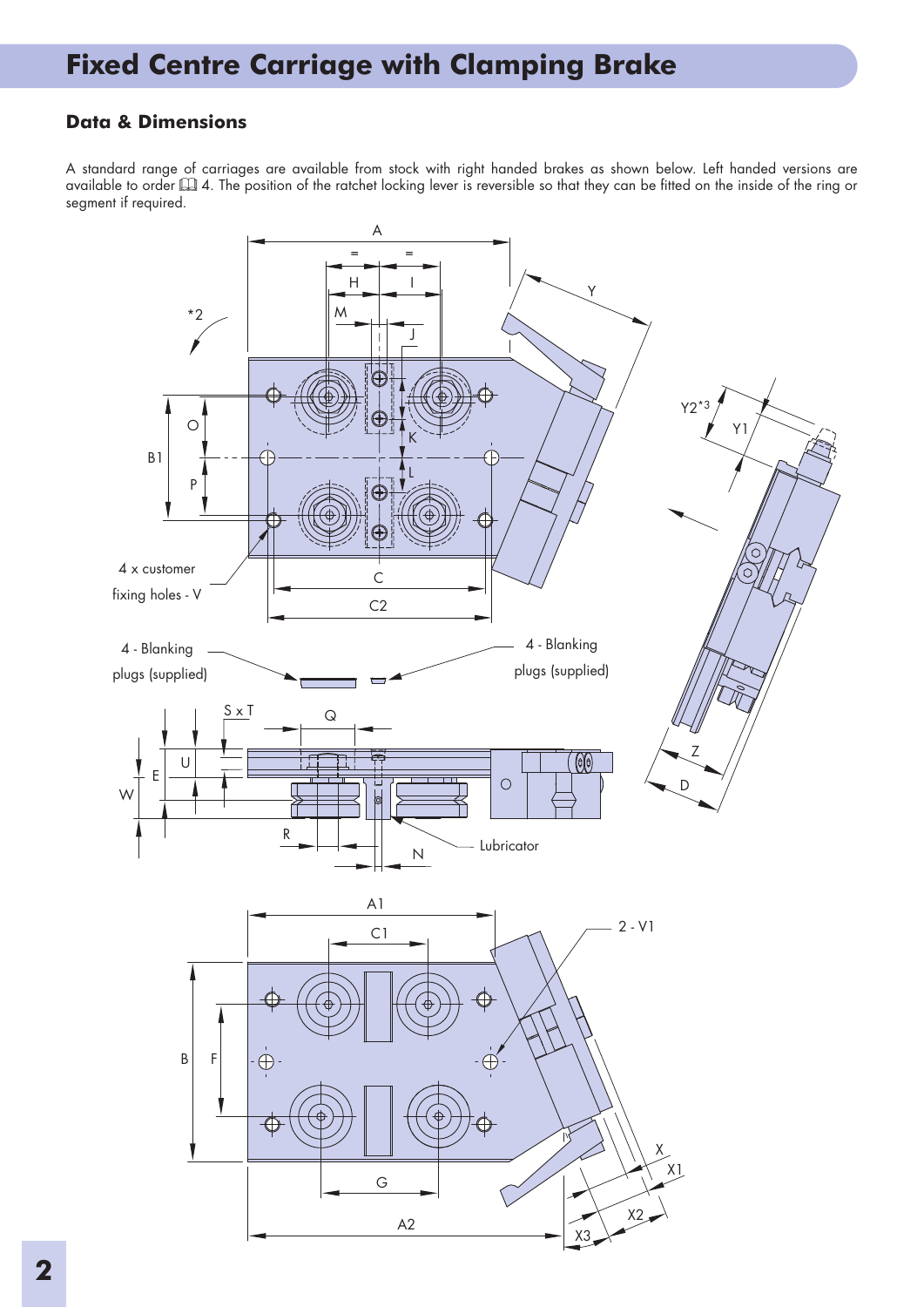# Fixed Centre Carriage with Clamping Brake

## Data & Dimensions

A standard range of carriages are available from stock with right handed brakes as shown below. Left handed versions are available to order 📖 4. The position of the ratchet locking lever is reversible so that they can be fitted on the inside of the ring or segment if required.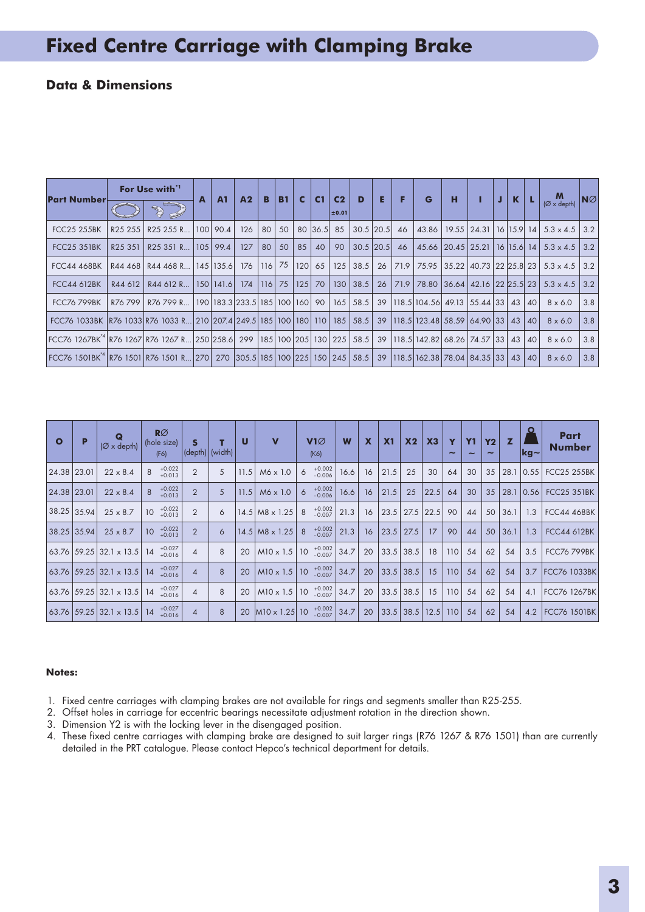# Fixed Centre Carriage with Clamping Brake

## Data & Dimensions

| Part Number | For Use with[1] | | A | A1 | A2 | B | B1 | C | C1 | C2 ±0.01 | D | E | F | G | H | I | J | K | L | M (Ø x depth) | NØ |
|---|---|---|---|---|---|---|---|---|---|---|---|---|---|---|---|---|---|---|---|---|---|
| FCC25 255BK | R25 255 | R25 255 R... | 100 | 90.4 | 126 | 80 | 50 | 80 | 36.5 | 85 | 30.5 | 20.5 | 46 | 43.86 | 19.55 | 24.31 | 16 | 15.9 | 14 | 5.3 x 4.5 | 3.2 |
| FCC25 351BK | R25 351 | R25 351 R... | 105 | 99.4 | 127 | 80 | 50 | 85 | 40 | 90 | 30.5 | 20.5 | 46 | 45.66 | 20.45 | 25.21 | 16 | 15.6 | 14 | 5.3 x 4.5 | 3.2 |
| FCC44 468BK | R44 468 | R44 468 R... | 145 | 135.6 | 176 | 116 | 75 | 120 | 65 | 125 | 38.5 | 26 | 71.9 | 75.95 | 35.22 | 40.73 | 22 | 25.8 | 23 | 5.3 x 4.5 | 3.2 |
| FCC44 612BK | R44 612 | R44 612 R... | 150 | 141.6 | 174 | 116 | 75 | 125 | 70 | 130 | 38.5 | 26 | 71.9 | 78.80 | 36.64 | 42.16 | 22 | 25.5 | 23 | 5.3 x 4.5 | 3.2 |
| FCC76 799BK | R76 799 | R76 799 R... | 190 | 183.3 | 233.5 | 185 | 100 | 160 | 90 | 165 | 58.5 | 39 | 118.5 | 104.56 | 49.13 | 55.44 | 33 | 43 | 40 | 8 x 6.0 | 3.8 |
| FCC76 1033BK | R76 1033 | R76 1033 R... | 210 | 207.4 | 249.5 | 185 | 100 | 180 | 110 | 185 | 58.5 | 39 | 118.5 | 123.48 | 58.59 | 64.90 | 33 | 43 | 40 | 8 x 6.0 | 3.8 |
| FCC76 1267BK[4] | R76 1267 | R76 1267 R... | 250 | 258.6 | 299 | 185 | 100 | 205 | 130 | 225 | 58.5 | 39 | 118.5 | 142.82 | 68.26 | 74.57 | 33 | 43 | 40 | 8 x 6.0 | 3.8 |
| FCC76 1501BK[4] | R76 1501 | R76 1501 R... | 270 | 270 | 305.5 | 185 | 100 | 225 | 150 | 245 | 58.5 | 39 | 118.5 | 162.38 | 78.04 | 84.35 | 33 | 43 | 40 | 8 x 6.0 | 3.8 |

| O | P | Q (Ø x depth) | RØ (hole size) (F6) | S (depth) | T (width) | U | V | V1Ø (K6) | W | X | X1 | X2 | X3 | Y ~ | Y1 ~ | Y2 ~ | Z | kg~ | Part Number |
|---|---|---|---|---|---|---|---|---|---|---|---|---|---|---|---|---|---|---|---|
| 24.38 | 23.01 | 22 x 8.4 | 8 $^{+0.022}_{+0.013}$ | 2 | 5 | 11.5 | M6 x 1.0 | 6 $^{+0.002}_{-0.006}$ | 16.6 | 16 | 21.5 | 25 | 30 | 64 | 30 | 35 | 28.1 | 0.55 | FCC25 255BK |
| 24.38 | 23.01 | 22 x 8.4 | 8 $^{+0.022}_{+0.013}$ | 2 | 5 | 11.5 | M6 x 1.0 | 6 $^{+0.002}_{-0.006}$ | 16.6 | 16 | 21.5 | 25 | 22.5 | 64 | 30 | 35 | 28.1 | 0.56 | FCC25 351BK |
| 38.25 | 35.94 | 25 x 8.7 | 10 $^{+0.022}_{+0.013}$ | 2 | 6 | 14.5 | M8 x 1.25 | 8 $^{+0.002}_{-0.007}$ | 21.3 | 16 | 23.5 | 27.5 | 22.5 | 90 | 44 | 50 | 36.1 | 1.3 | FCC44 468BK |
| 38.25 | 35.94 | 25 x 8.7 | 10 $^{+0.022}_{+0.013}$ | 2 | 6 | 14.5 | M8 x 1.25 | 8 $^{+0.002}_{-0.007}$ | 21.3 | 16 | 23.5 | 27.5 | 17 | 90 | 44 | 50 | 36.1 | 1.3 | FCC44 612BK |
| 63.76 | 59.25 | 32.1 x 13.5 | 14 $^{+0.027}_{+0.016}$ | 4 | 8 | 20 | M10 x 1.5 | 10 $^{+0.002}_{-0.007}$ | 34.7 | 20 | 33.5 | 38.5 | 18 | 110 | 54 | 62 | 54 | 3.5 | FCC76 799BK |
| 63.76 | 59.25 | 32.1 x 13.5 | 14 $^{+0.027}_{+0.016}$ | 4 | 8 | 20 | M10 x 1.5 | 10 $^{+0.002}_{-0.007}$ | 34.7 | 20 | 33.5 | 38.5 | 15 | 110 | 54 | 62 | 54 | 3.7 | FCC76 1033BK |
| 63.76 | 59.25 | 32.1 x 13.5 | 14 $^{+0.027}_{+0.016}$ | 4 | 8 | 20 | M10 x 1.5 | 10 $^{+0.002}_{-0.007}$ | 34.7 | 20 | 33.5 | 38.5 | 15 | 110 | 54 | 62 | 54 | 4.1 | FCC76 1267BK |
| 63.76 | 59.25 | 32.1 x 13.5 | 14 $^{+0.027}_{+0.016}$ | 4 | 8 | 20 | M10 x 1.25 | 10 $^{+0.002}_{-0.007}$ | 34.7 | 20 | 33.5 | 38.5 | 12.5 | 110 | 54 | 62 | 54 | 4.2 | FCC76 1501BK |

**Notes:**

1. Fixed centre carriages with clamping brakes are not available for rings and segments smaller than R25-255.
2. Offset holes in carriage for eccentric bearings necessitate adjustment rotation in the direction shown.
3. Dimension Y2 is with the locking lever in the disengaged position.
4. These fixed centre carriages with clamping brake are designed to suit larger rings (R76 1267 & R76 1501) than are currently detailed in the PRT catalogue. Please contact Hepco's technical department for details.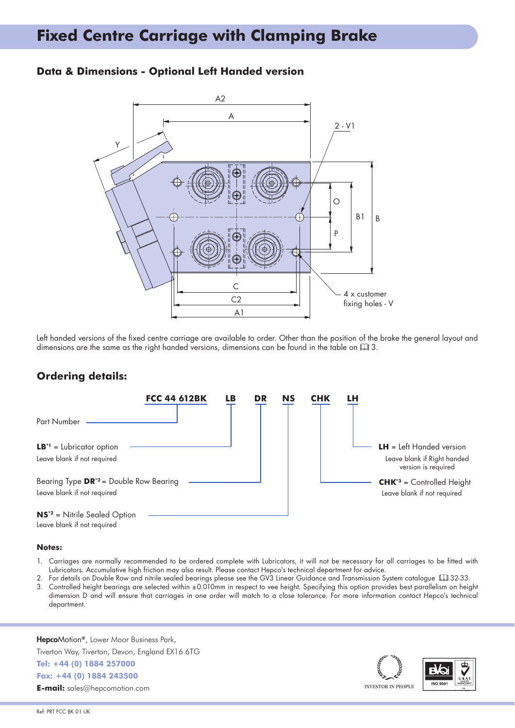# Fixed Centre Carriage with Clamping Brake

## Data & Dimensions - Optional Left Handed version

A2

A

2 - V1

Y

O

B1

B

P

C

C2

A1

4 x customer fixing holes - V

Left handed versions of the fixed centre carriage are available to order. Other than the position of the brake the general layout and dimensions are the same as the right handed versions, dimensions can be found in the table on 📖 3.

## Ordering details:

**FCC 44 612BK** **LB** **DR** **NS** **CHK** **LH**

Part Number

**LB**[*1] = Lubricator option
Leave blank if not required

Bearing Type **DR**[*2] = Double Row Bearing
Leave blank if not required

**NS**[*2] = Nitrile Sealed Option
Leave blank if not required

**LH** = Left Handed version
Leave blank if Right handed version is required

**CHK**[*3] = Controlled Height
Leave blank if not required

### Notes:

1. Carriages are normally recommended to be ordered complete with Lubricators, it will not be necessary for all carriages to be fitted with Lubricators. Accumulative high friction may also result. Please contact Hepco's technical department for advice.
2. For details on Double Row and nitrile sealed bearings please see the GV3 Linear Guidance and Transmission System catalogue 📖 32-33.
3. Controlled height bearings are selected within ±0.010mm in respect to vee height. Specifying this option provides best parallelism on height dimension D and will ensure that carriages in one order will match to a close tolerance. For more information contact Hepco's technical department.

**Hepco**Motion®, Lower Moor Business Park,
Tiverton Way, Tiverton, Devon, England EX16 6TG
**Tel: +44 (0) 1884 257000**
**Fax: +44 (0) 1884 243500**
**E-mail:** sales@hepcomotion.com

INVESTOR IN PEOPLE

ISO 9001

Ref: PRT FCC BK 01 UK